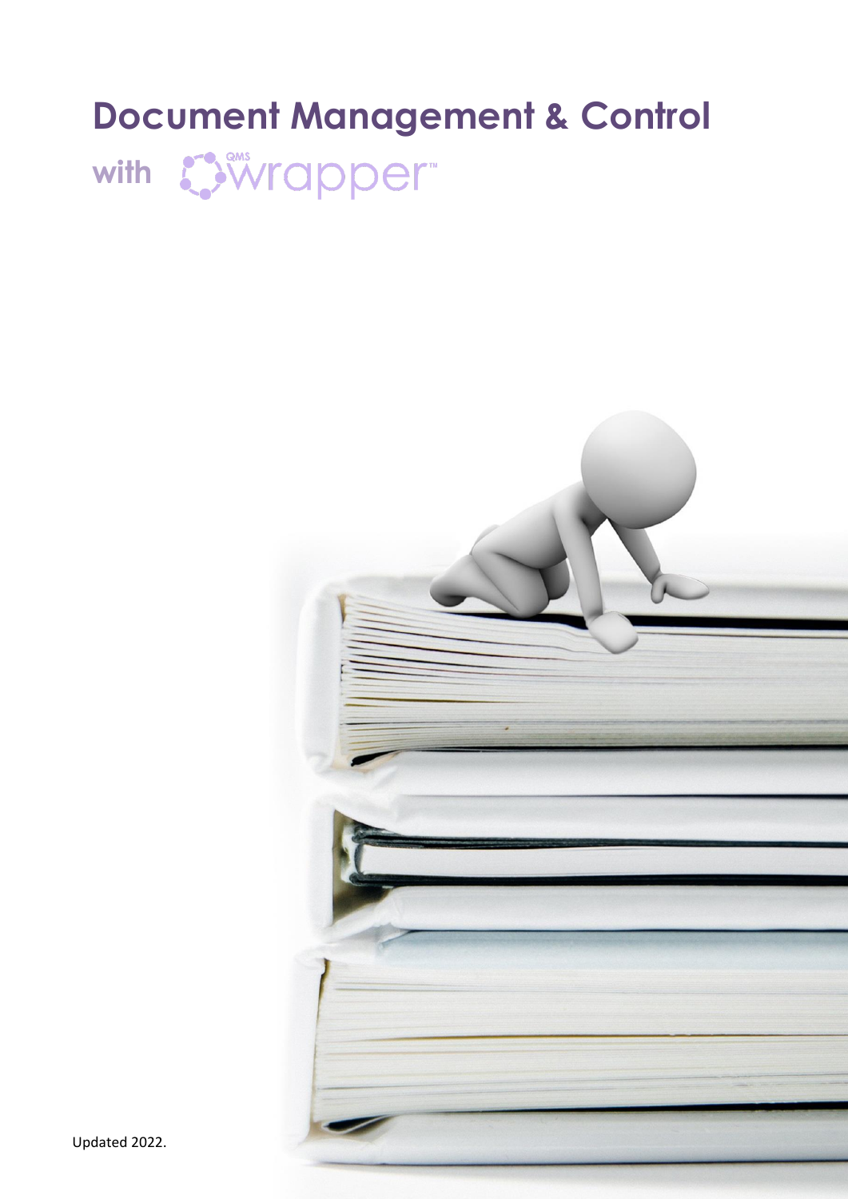# Document Management & Control

with QMS wrapper™

Updated 2022.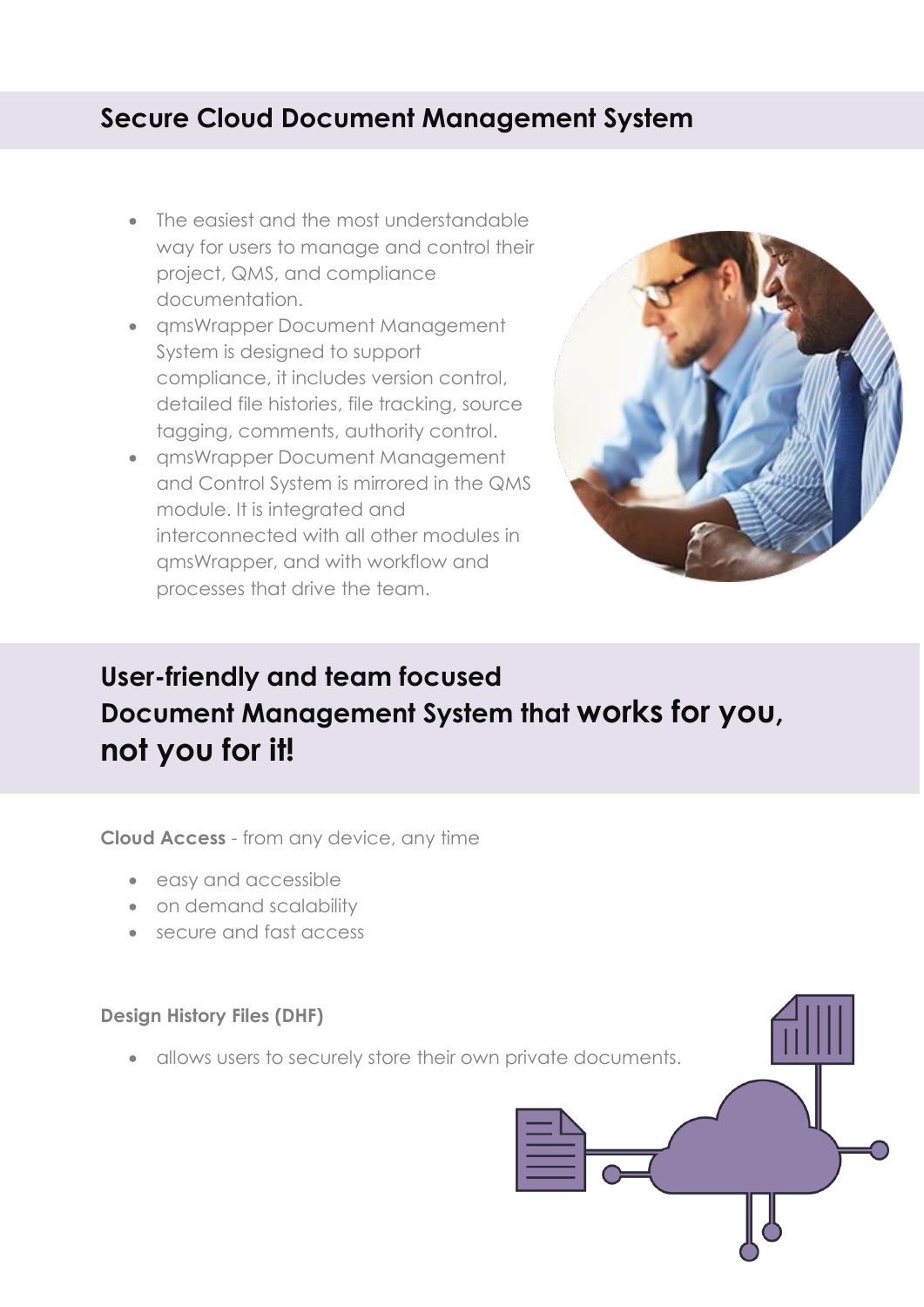## Secure Cloud Document Management System

- The easiest and the most understandable way for users to manage and control their project, QMS, and compliance documentation.
- qmsWrapper Document Management System is designed to support compliance, it includes version control, detailed file histories, file tracking, source tagging, comments, authority control.
- qmsWrapper Document Management and Control System is mirrored in the QMS module. It is integrated and interconnected with all other modules in qmsWrapper, and with workflow and processes that drive the team.

## User-friendly and team focused Document Management System that works for you, not you for it!

**Cloud Access** - from any device, any time

- easy and accessible
- on demand scalability
- secure and fast access

**Design History Files (DHF)**

- allows users to securely store their own private documents.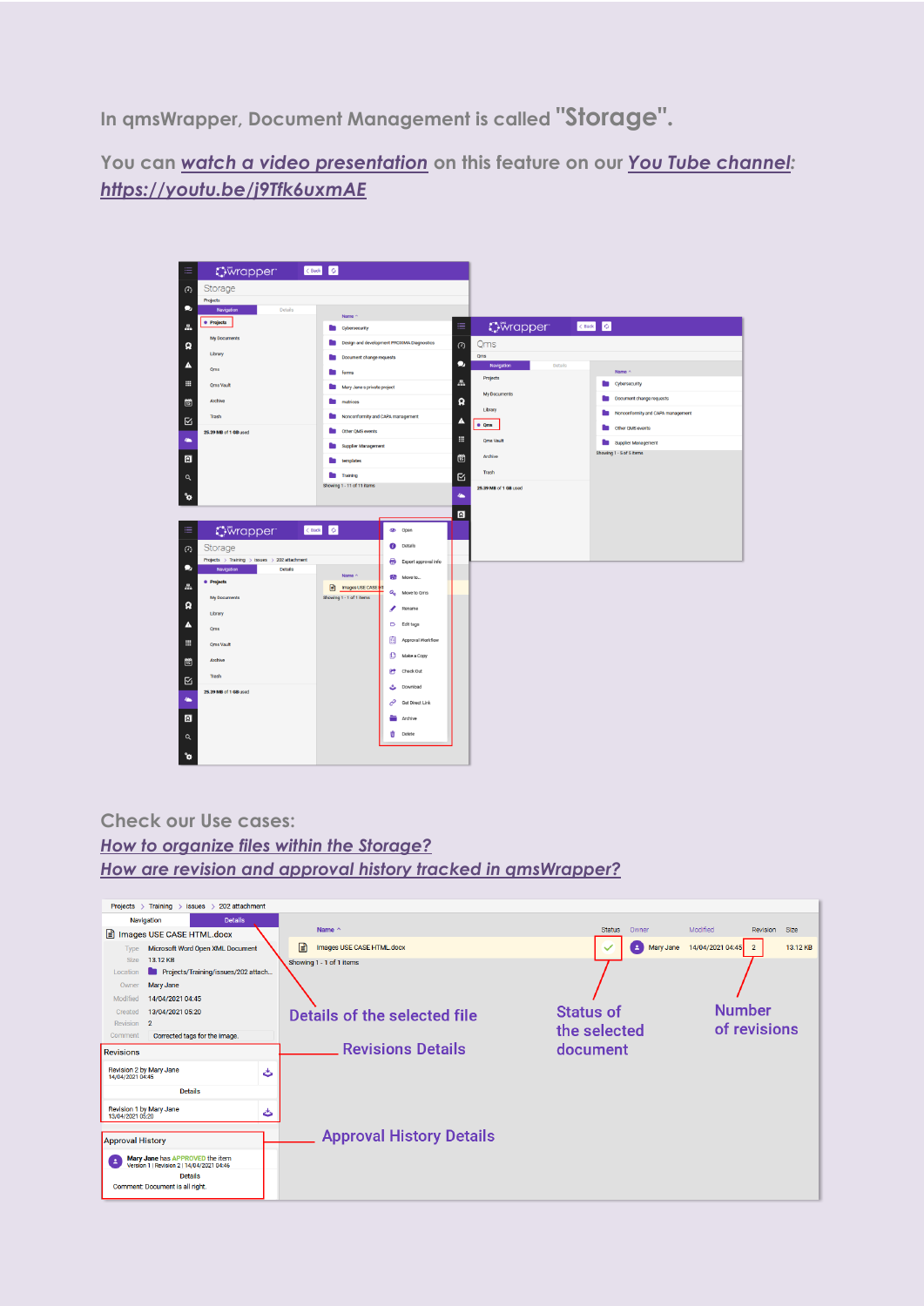In qmsWrapper, Document Management is called **"Storage".**

You can [watch a video presentation](https://youtu.be/j9Tfk6uxmAE) on this feature on our [You Tube channel](https://youtu.be/j9Tfk6uxmAE): [https://youtu.be/j9Tfk6uxmAE](https://youtu.be/j9Tfk6uxmAE)

Check our Use cases:

[How to organize files within the Storage?](#)

[How are revision and approval history tracked in qmsWrapper?](#)

Details of the selected file

Revisions Details

Approval History Details

Status of the selected document

Number of revisions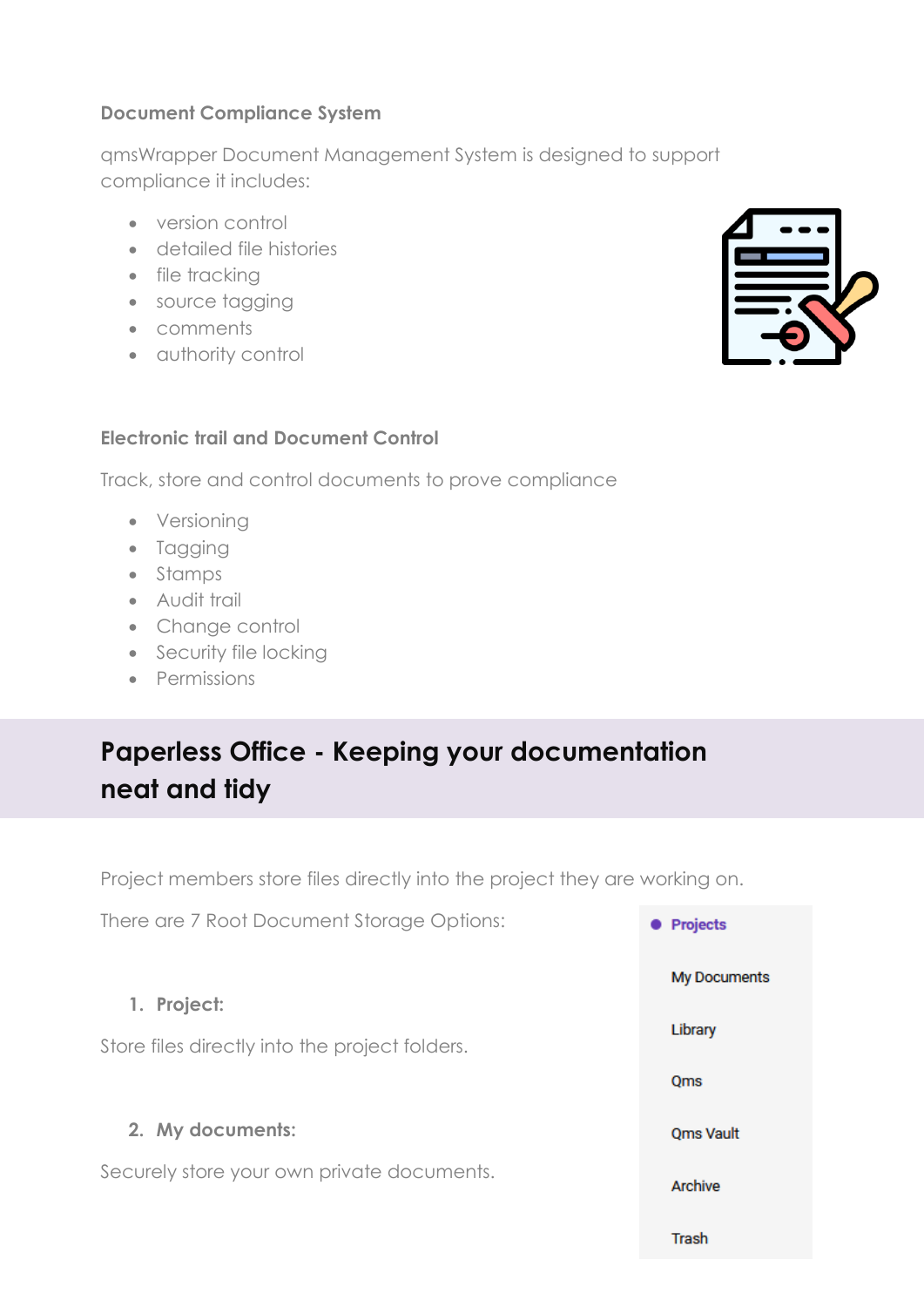### Document Compliance System

qmsWrapper Document Management System is designed to support compliance it includes:

- version control
- detailed file histories
- file tracking
- source tagging
- comments
- authority control

### Electronic trail and Document Control

Track, store and control documents to prove compliance

- Versioning
- Tagging
- Stamps
- Audit trail
- Change control
- Security file locking
- Permissions

## Paperless Office - Keeping your documentation neat and tidy

Project members store files directly into the project they are working on.

There are 7 Root Document Storage Options:

- Projects
- My Documents
- Library
- Qms
- Qms Vault
- Archive
- Trash

1. **Project:**

Store files directly into the project folders.

2. **My documents:**

Securely store your own private documents.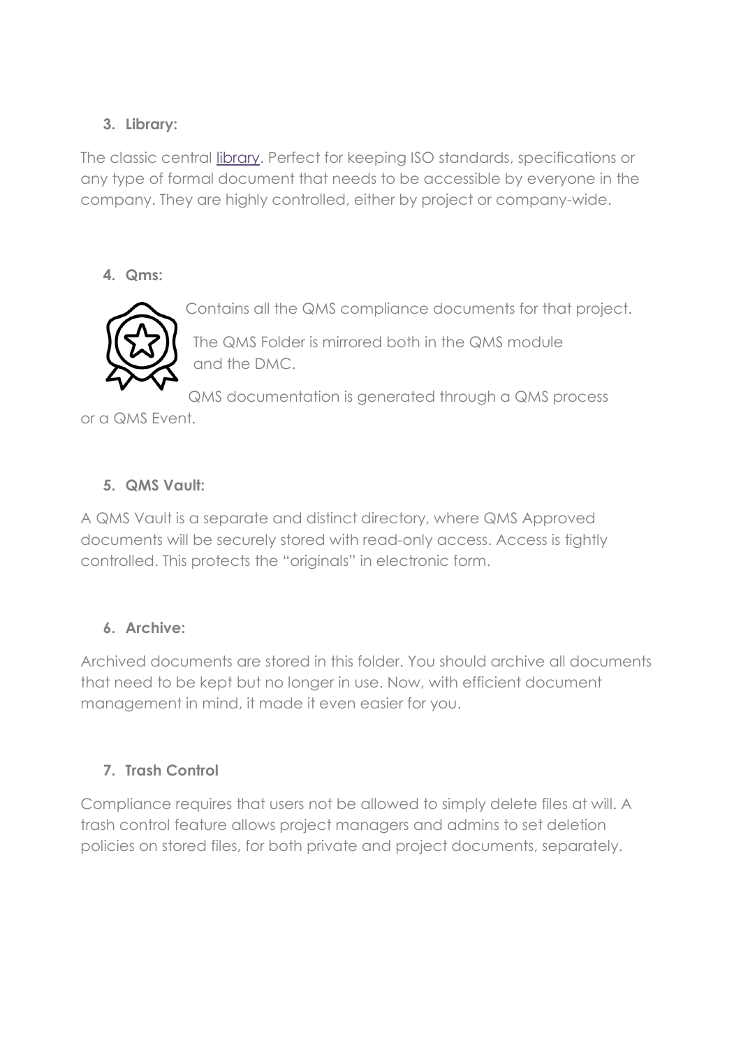### 3. Library:

The classic central [library](library). Perfect for keeping ISO standards, specifications or any type of formal document that needs to be accessible by everyone in the company. They are highly controlled, either by project or company-wide.

### 4. Qms:

Contains all the QMS compliance documents for that project.

The QMS Folder is mirrored both in the QMS module and the DMC.

QMS documentation is generated through a QMS process or a QMS Event.

### 5. QMS Vault:

A QMS Vault is a separate and distinct directory, where QMS Approved documents will be securely stored with read-only access. Access is tightly controlled. This protects the "originals" in electronic form.

### 6. Archive:

Archived documents are stored in this folder. You should archive all documents that need to be kept but no longer in use. Now, with efficient document management in mind, it made it even easier for you.

### 7. Trash Control

Compliance requires that users not be allowed to simply delete files at will. A trash control feature allows project managers and admins to set deletion policies on stored files, for both private and project documents, separately.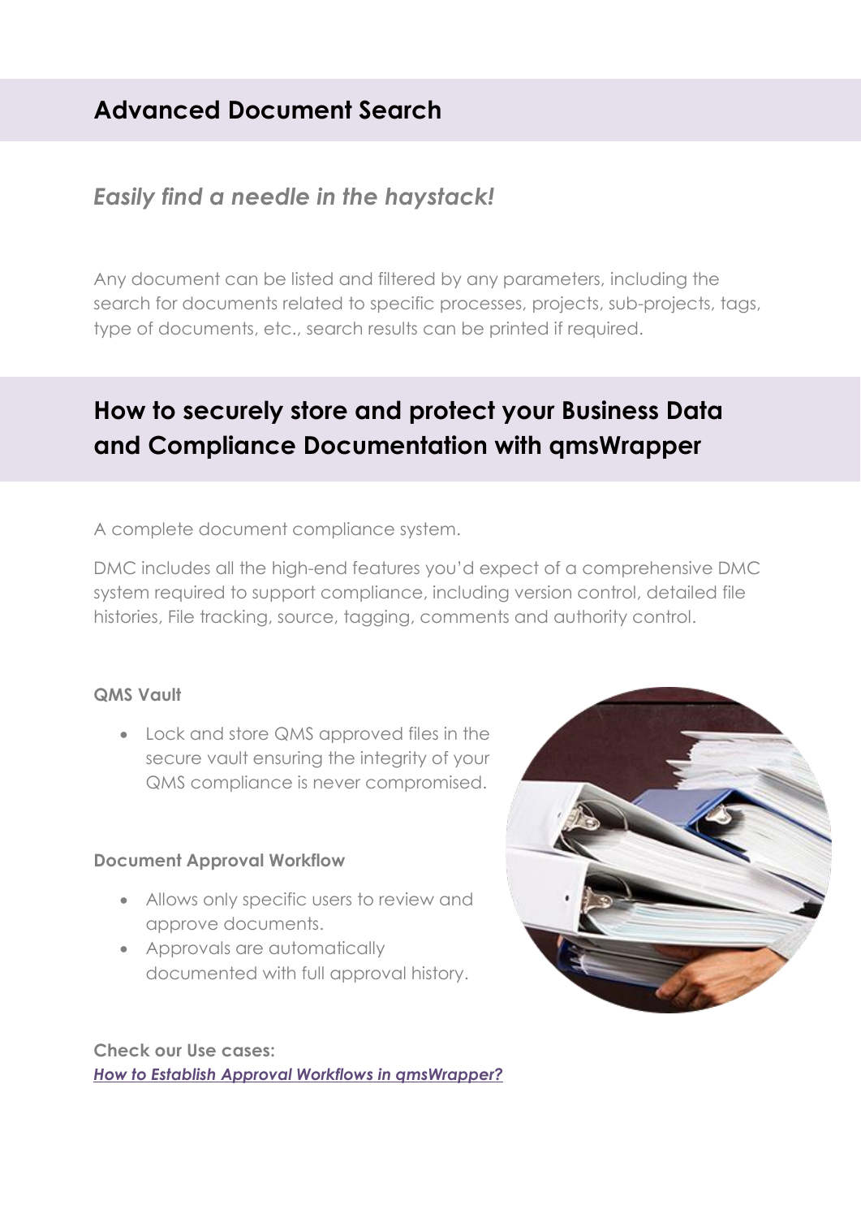## Advanced Document Search

### *Easily find a needle in the haystack!*

Any document can be listed and filtered by any parameters, including the search for documents related to specific processes, projects, sub-projects, tags, type of documents, etc., search results can be printed if required.

## How to securely store and protect your Business Data and Compliance Documentation with qmsWrapper

A complete document compliance system.

DMC includes all the high-end features you'd expect of a comprehensive DMC system required to support compliance, including version control, detailed file histories, File tracking, source, tagging, comments and authority control.

**QMS Vault**

- Lock and store QMS approved files in the secure vault ensuring the integrity of your QMS compliance is never compromised.

**Document Approval Workflow**

- Allows only specific users to review and approve documents.
- Approvals are automatically documented with full approval history.

**Check our Use cases:**
***How to Establish Approval Workflows in qmsWrapper?***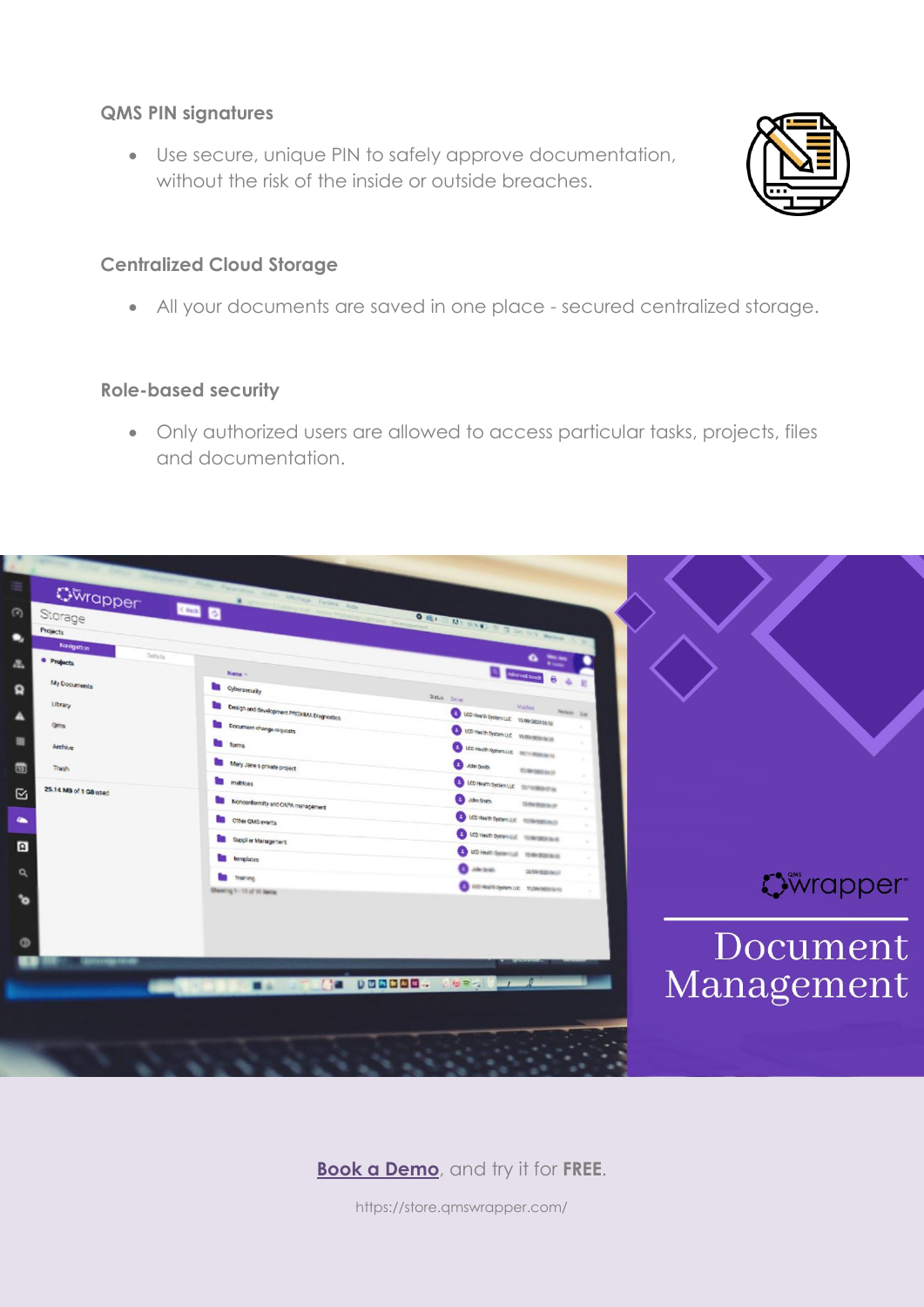### QMS PIN signatures

- Use secure, unique PIN to safely approve documentation, without the risk of the inside or outside breaches.

### Centralized Cloud Storage

- All your documents are saved in one place - secured centralized storage.

### Role-based security

- Only authorized users are allowed to access particular tasks, projects, files and documentation.

wrapper

Document Management

**Book a Demo**, and try it for **FREE**.

https://store.qmswrapper.com/